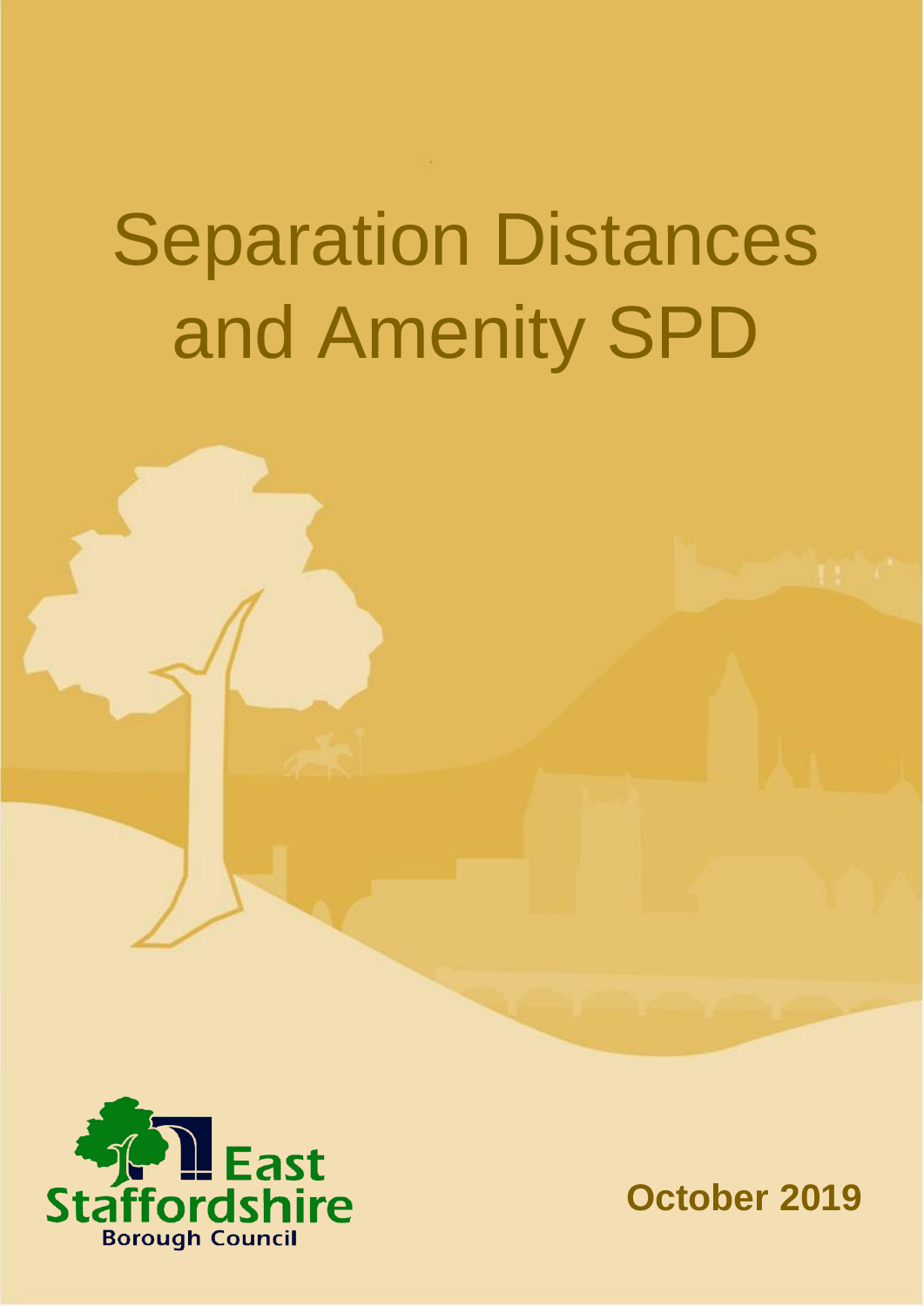# Separation Distances and Amenity SPD

East Staffordshire Borough Council

**October 2019**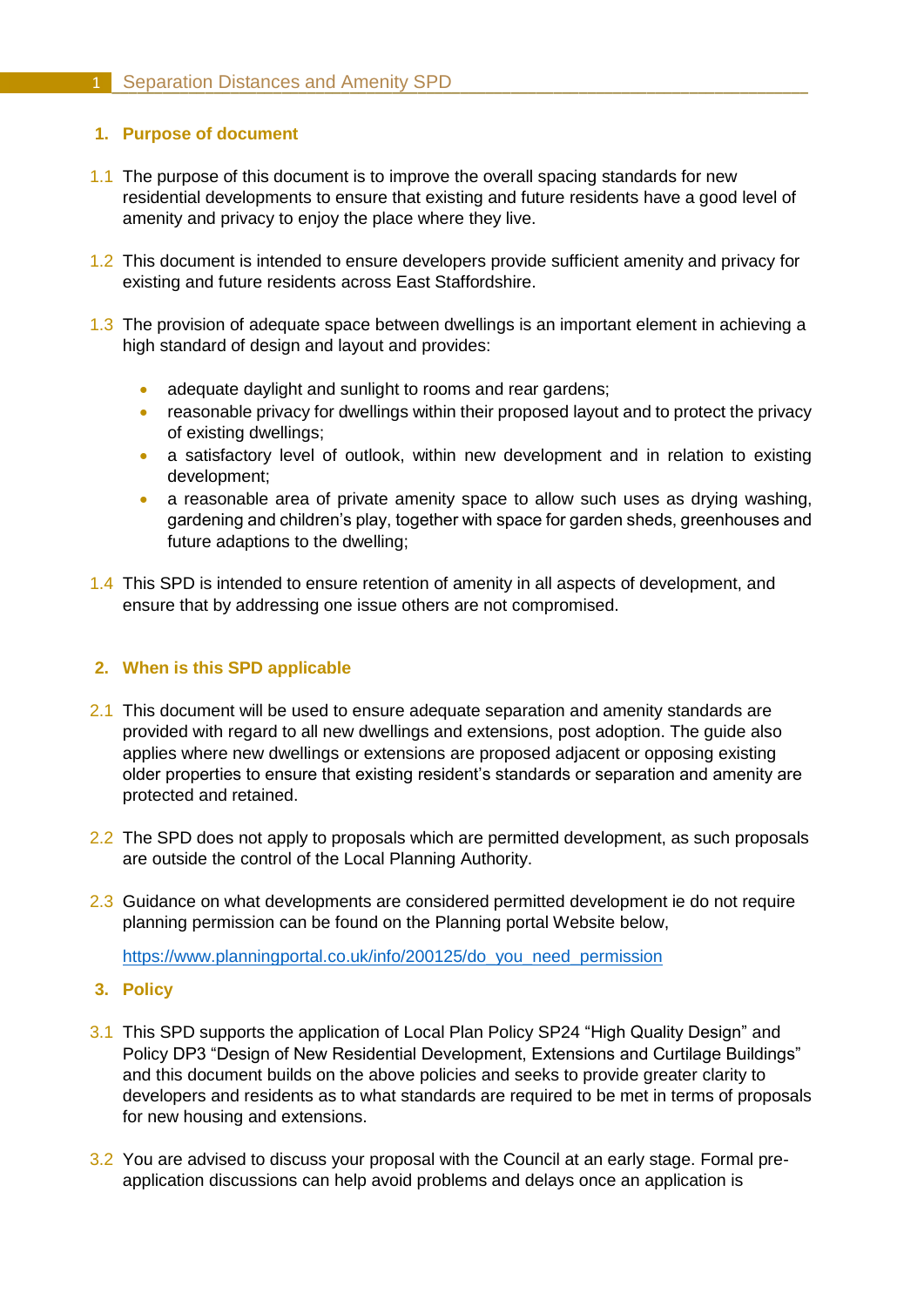## 1. Purpose of document

1.1 The purpose of this document is to improve the overall spacing standards for new residential developments to ensure that existing and future residents have a good level of amenity and privacy to enjoy the place where they live.

1.2 This document is intended to ensure developers provide sufficient amenity and privacy for existing and future residents across East Staffordshire.

1.3 The provision of adequate space between dwellings is an important element in achieving a high standard of design and layout and provides:

- adequate daylight and sunlight to rooms and rear gardens;
- reasonable privacy for dwellings within their proposed layout and to protect the privacy of existing dwellings;
- a satisfactory level of outlook, within new development and in relation to existing development;
- a reasonable area of private amenity space to allow such uses as drying washing, gardening and children's play, together with space for garden sheds, greenhouses and future adaptions to the dwelling;

1.4 This SPD is intended to ensure retention of amenity in all aspects of development, and ensure that by addressing one issue others are not compromised.

## 2. When is this SPD applicable

2.1 This document will be used to ensure adequate separation and amenity standards are provided with regard to all new dwellings and extensions, post adoption. The guide also applies where new dwellings or extensions are proposed adjacent or opposing existing older properties to ensure that existing resident's standards or separation and amenity are protected and retained.

2.2 The SPD does not apply to proposals which are permitted development, as such proposals are outside the control of the Local Planning Authority.

2.3 Guidance on what developments are considered permitted development ie do not require planning permission can be found on the Planning portal Website below,

https://www.planningportal.co.uk/info/200125/do_you_need_permission

## 3. Policy

3.1 This SPD supports the application of Local Plan Policy SP24 "High Quality Design" and Policy DP3 "Design of New Residential Development, Extensions and Curtilage Buildings" and this document builds on the above policies and seeks to provide greater clarity to developers and residents as to what standards are required to be met in terms of proposals for new housing and extensions.

3.2 You are advised to discuss your proposal with the Council at an early stage. Formal pre-application discussions can help avoid problems and delays once an application is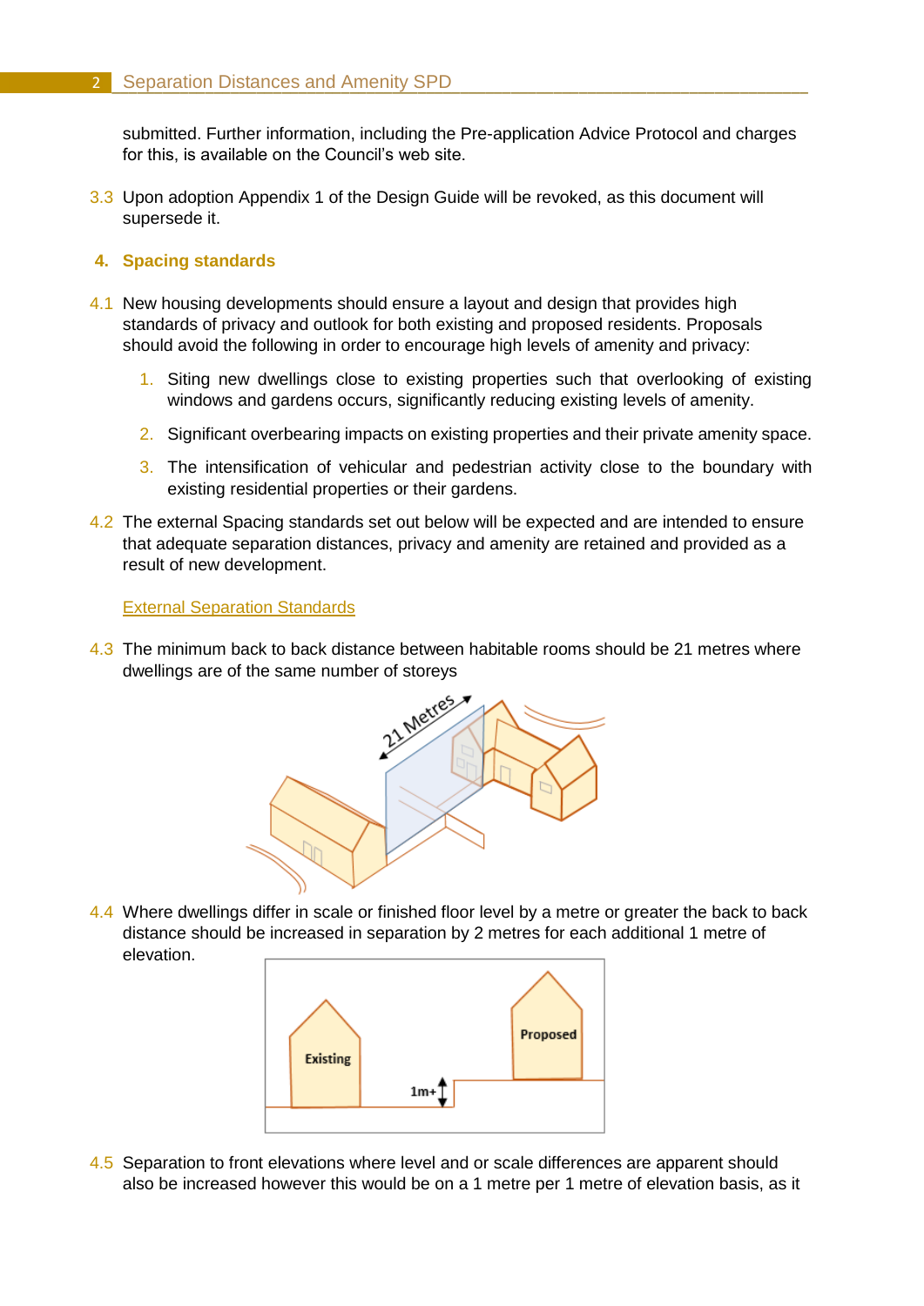submitted. Further information, including the Pre-application Advice Protocol and charges for this, is available on the Council's web site.

3.3 Upon adoption Appendix 1 of the Design Guide will be revoked, as this document will supersede it.

## 4. Spacing standards

4.1 New housing developments should ensure a layout and design that provides high standards of privacy and outlook for both existing and proposed residents. Proposals should avoid the following in order to encourage high levels of amenity and privacy:

1. Siting new dwellings close to existing properties such that overlooking of existing windows and gardens occurs, significantly reducing existing levels of amenity.
2. Significant overbearing impacts on existing properties and their private amenity space.
3. The intensification of vehicular and pedestrian activity close to the boundary with existing residential properties or their gardens.

4.2 The external Spacing standards set out below will be expected and are intended to ensure that adequate separation distances, privacy and amenity are retained and provided as a result of new development.

### External Separation Standards

4.3 The minimum back to back distance between habitable rooms should be 21 metres where dwellings are of the same number of storeys

4.4 Where dwellings differ in scale or finished floor level by a metre or greater the back to back distance should be increased in separation by 2 metres for each additional 1 metre of elevation.

4.5 Separation to front elevations where level and or scale differences are apparent should also be increased however this would be on a 1 metre per 1 metre of elevation basis, as it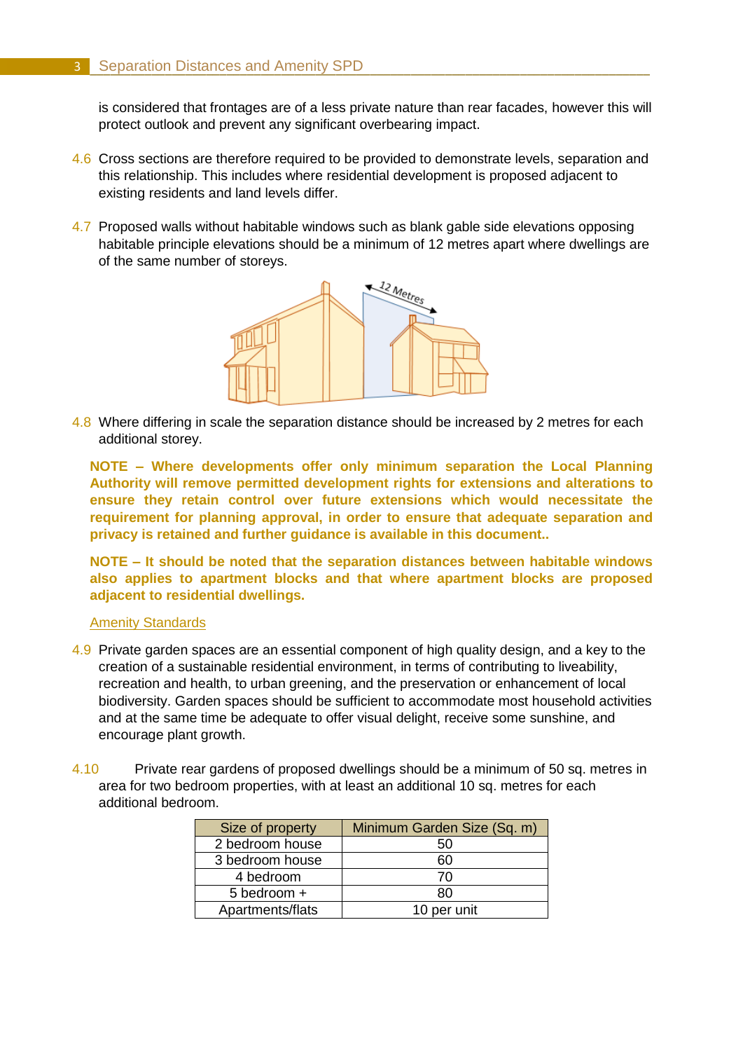is considered that frontages are of a less private nature than rear facades, however this will protect outlook and prevent any significant overbearing impact.

4.6 Cross sections are therefore required to be provided to demonstrate levels, separation and this relationship. This includes where residential development is proposed adjacent to existing residents and land levels differ.

4.7 Proposed walls without habitable windows such as blank gable side elevations opposing habitable principle elevations should be a minimum of 12 metres apart where dwellings are of the same number of storeys.

4.8 Where differing in scale the separation distance should be increased by 2 metres for each additional storey.

**NOTE – Where developments offer only minimum separation the Local Planning Authority will remove permitted development rights for extensions and alterations to ensure they retain control over future extensions which would necessitate the requirement for planning approval, in order to ensure that adequate separation and privacy is retained and further guidance is available in this document..**

**NOTE – It should be noted that the separation distances between habitable windows also applies to apartment blocks and that where apartment blocks are proposed adjacent to residential dwellings.**

## Amenity Standards

4.9 Private garden spaces are an essential component of high quality design, and a key to the creation of a sustainable residential environment, in terms of contributing to liveability, recreation and health, to urban greening, and the preservation or enhancement of local biodiversity. Garden spaces should be sufficient to accommodate most household activities and at the same time be adequate to offer visual delight, receive some sunshine, and encourage plant growth.

4.10 Private rear gardens of proposed dwellings should be a minimum of 50 sq. metres in area for two bedroom properties, with at least an additional 10 sq. metres for each additional bedroom.

| Size of property | Minimum Garden Size (Sq. m) |
|---|---|
| 2 bedroom house | 50 |
| 3 bedroom house | 60 |
| 4 bedroom | 70 |
| 5 bedroom + | 80 |
| Apartments/flats | 10 per unit |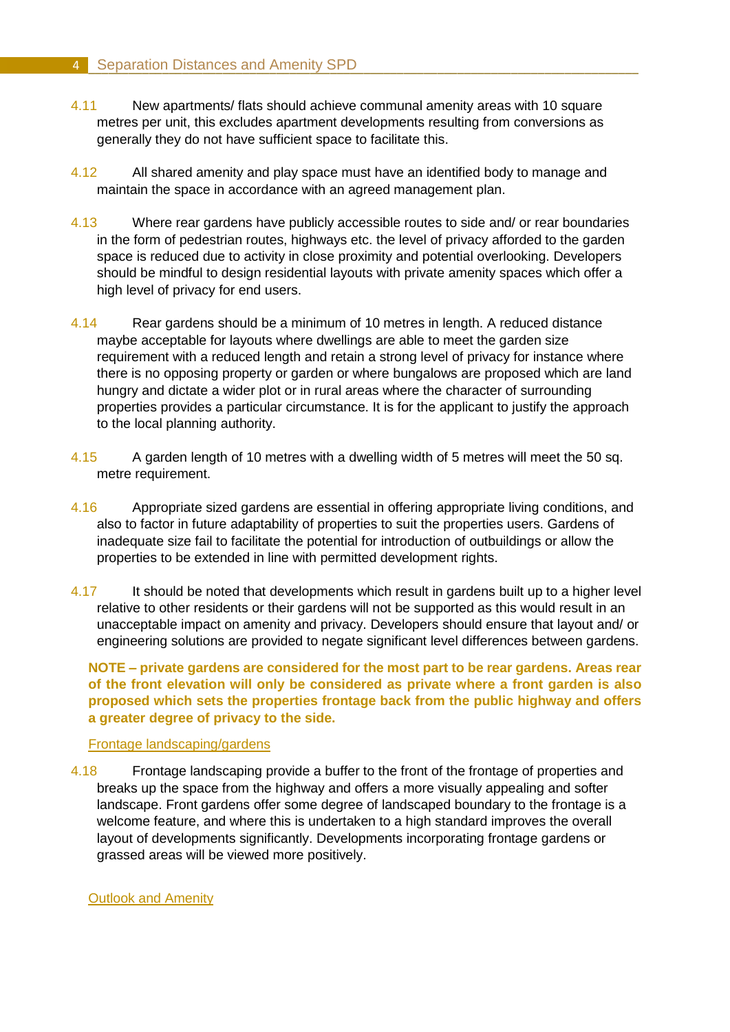4.11 New apartments/ flats should achieve communal amenity areas with 10 square metres per unit, this excludes apartment developments resulting from conversions as generally they do not have sufficient space to facilitate this.

4.12 All shared amenity and play space must have an identified body to manage and maintain the space in accordance with an agreed management plan.

4.13 Where rear gardens have publicly accessible routes to side and/ or rear boundaries in the form of pedestrian routes, highways etc. the level of privacy afforded to the garden space is reduced due to activity in close proximity and potential overlooking. Developers should be mindful to design residential layouts with private amenity spaces which offer a high level of privacy for end users.

4.14 Rear gardens should be a minimum of 10 metres in length. A reduced distance maybe acceptable for layouts where dwellings are able to meet the garden size requirement with a reduced length and retain a strong level of privacy for instance where there is no opposing property or garden or where bungalows are proposed which are land hungry and dictate a wider plot or in rural areas where the character of surrounding properties provides a particular circumstance. It is for the applicant to justify the approach to the local planning authority.

4.15 A garden length of 10 metres with a dwelling width of 5 metres will meet the 50 sq. metre requirement.

4.16 Appropriate sized gardens are essential in offering appropriate living conditions, and also to factor in future adaptability of properties to suit the properties users. Gardens of inadequate size fail to facilitate the potential for introduction of outbuildings or allow the properties to be extended in line with permitted development rights.

4.17 It should be noted that developments which result in gardens built up to a higher level relative to other residents or their gardens will not be supported as this would result in an unacceptable impact on amenity and privacy. Developers should ensure that layout and/ or engineering solutions are provided to negate significant level differences between gardens.

**NOTE – private gardens are considered for the most part to be rear gardens. Areas rear of the front elevation will only be considered as private where a front garden is also proposed which sets the properties frontage back from the public highway and offers a greater degree of privacy to the side.**

## Frontage landscaping/gardens

4.18 Frontage landscaping provide a buffer to the front of the frontage of properties and breaks up the space from the highway and offers a more visually appealing and softer landscape. Front gardens offer some degree of landscaped boundary to the frontage is a welcome feature, and where this is undertaken to a high standard improves the overall layout of developments significantly. Developments incorporating frontage gardens or grassed areas will be viewed more positively.

## Outlook and Amenity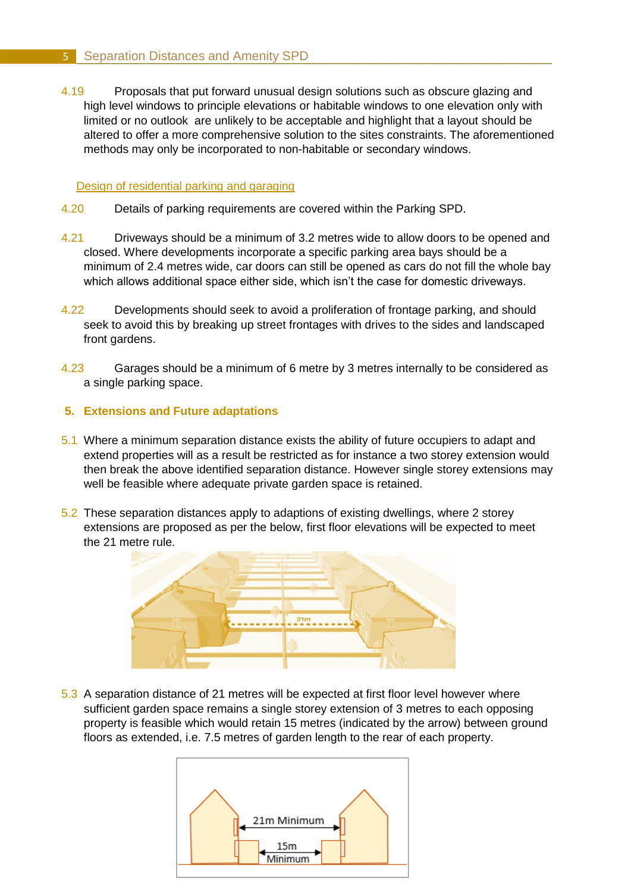4.19 Proposals that put forward unusual design solutions such as obscure glazing and high level windows to principle elevations or habitable windows to one elevation only with limited or no outlook are unlikely to be acceptable and highlight that a layout should be altered to offer a more comprehensive solution to the sites constraints. The aforementioned methods may only be incorporated to non-habitable or secondary windows.

### Design of residential parking and garaging

4.20 Details of parking requirements are covered within the Parking SPD.

4.21 Driveways should be a minimum of 3.2 metres wide to allow doors to be opened and closed. Where developments incorporate a specific parking area bays should be a minimum of 2.4 metres wide, car doors can still be opened as cars do not fill the whole bay which allows additional space either side, which isn't the case for domestic driveways.

4.22 Developments should seek to avoid a proliferation of frontage parking, and should seek to avoid this by breaking up street frontages with drives to the sides and landscaped front gardens.

4.23 Garages should be a minimum of 6 metre by 3 metres internally to be considered as a single parking space.

## 5. Extensions and Future adaptations

5.1 Where a minimum separation distance exists the ability of future occupiers to adapt and extend properties will as a result be restricted as for instance a two storey extension would then break the above identified separation distance. However single storey extensions may well be feasible where adequate private garden space is retained.

5.2 These separation distances apply to adaptions of existing dwellings, where 2 storey extensions are proposed as per the below, first floor elevations will be expected to meet the 21 metre rule.

5.3 A separation distance of 21 metres will be expected at first floor level however where sufficient garden space remains a single storey extension of 3 metres to each opposing property is feasible which would retain 15 metres (indicated by the arrow) between ground floors as extended, i.e. 7.5 metres of garden length to the rear of each property.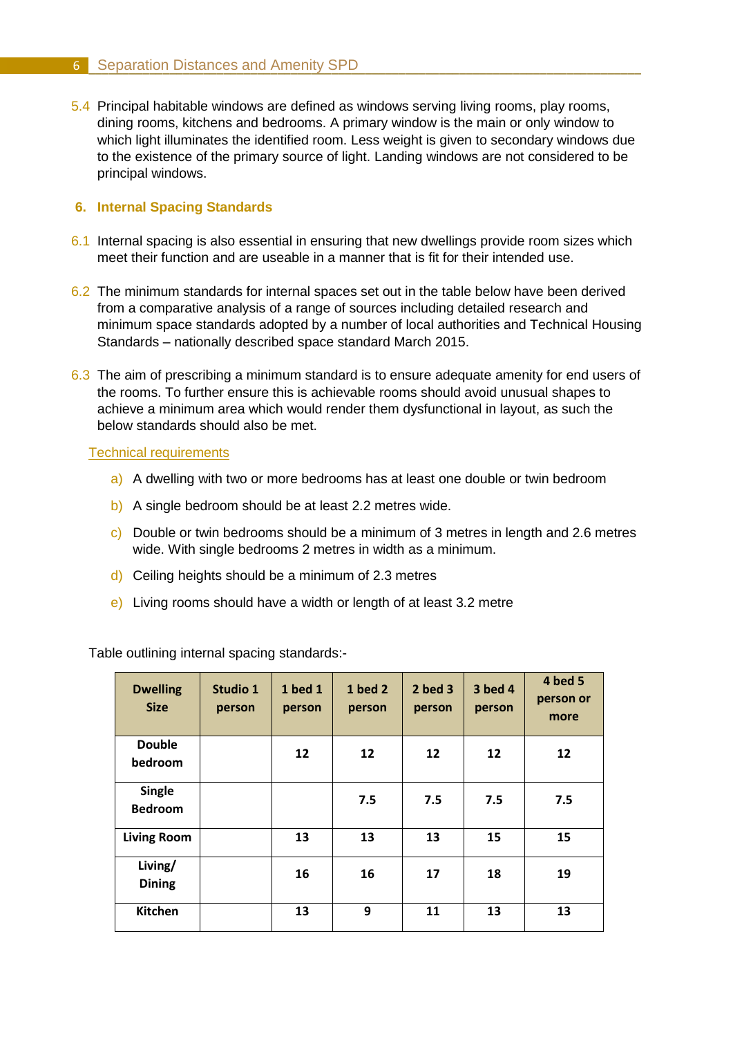5.4 Principal habitable windows are defined as windows serving living rooms, play rooms, dining rooms, kitchens and bedrooms. A primary window is the main or only window to which light illuminates the identified room. Less weight is given to secondary windows due to the existence of the primary source of light. Landing windows are not considered to be principal windows.

## 6. Internal Spacing Standards

6.1 Internal spacing is also essential in ensuring that new dwellings provide room sizes which meet their function and are useable in a manner that is fit for their intended use.

6.2 The minimum standards for internal spaces set out in the table below have been derived from a comparative analysis of a range of sources including detailed research and minimum space standards adopted by a number of local authorities and Technical Housing Standards – nationally described space standard March 2015.

6.3 The aim of prescribing a minimum standard is to ensure adequate amenity for end users of the rooms. To further ensure this is achievable rooms should avoid unusual shapes to achieve a minimum area which would render them dysfunctional in layout, as such the below standards should also be met.

Technical requirements

a) A dwelling with two or more bedrooms has at least one double or twin bedroom

b) A single bedroom should be at least 2.2 metres wide.

c) Double or twin bedrooms should be a minimum of 3 metres in length and 2.6 metres wide. With single bedrooms 2 metres in width as a minimum.

d) Ceiling heights should be a minimum of 2.3 metres

e) Living rooms should have a width or length of at least 3.2 metre

Table outlining internal spacing standards:-

| Dwelling Size | Studio 1 person | 1 bed 1 person | 1 bed 2 person | 2 bed 3 person | 3 bed 4 person | 4 bed 5 person or more |
|---|---|---|---|---|---|---|
| Double bedroom | | 12 | 12 | 12 | 12 | 12 |
| Single Bedroom | | | 7.5 | 7.5 | 7.5 | 7.5 |
| Living Room | | 13 | 13 | 13 | 15 | 15 |
| Living/ Dining | | 16 | 16 | 17 | 18 | 19 |
| Kitchen | | 13 | 9 | 11 | 13 | 13 |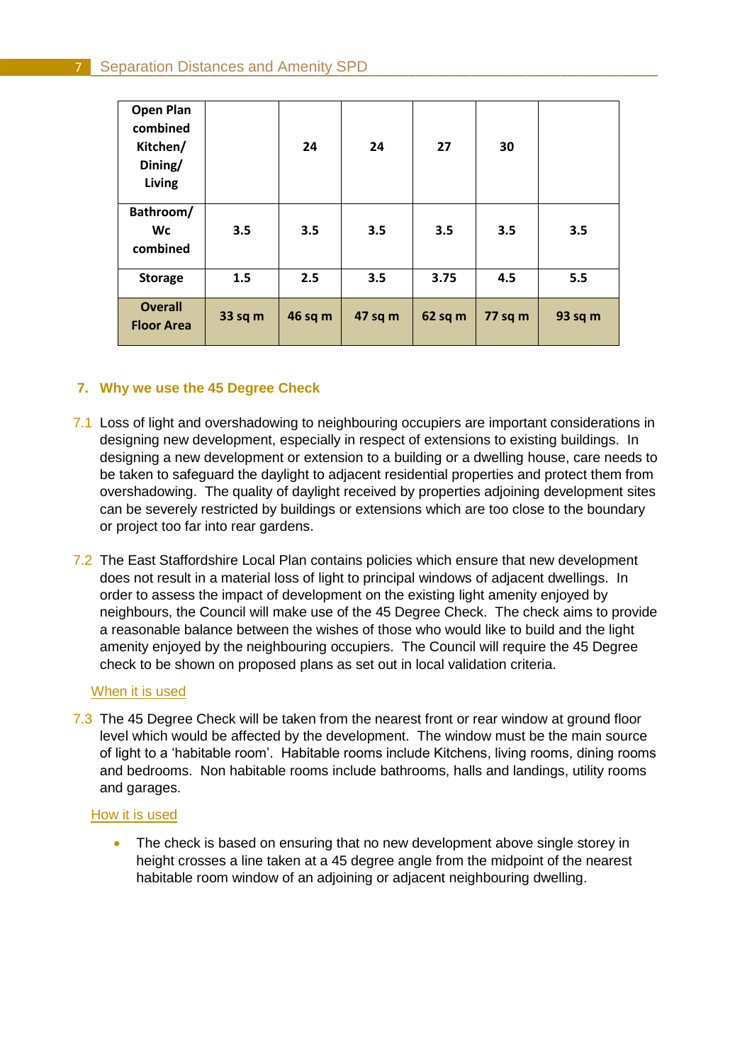| Open Plan combined Kitchen/ Dining/ Living | | 24 | 24 | 27 | 30 | |
|---|---|---|---|---|---|---|
| Bathroom/ Wc combined | 3.5 | 3.5 | 3.5 | 3.5 | 3.5 | 3.5 |
| Storage | 1.5 | 2.5 | 3.5 | 3.75 | 4.5 | 5.5 |
| Overall Floor Area | 33 sq m | 46 sq m | 47 sq m | 62 sq m | 77 sq m | 93 sq m |

## 7. Why we use the 45 Degree Check

7.1 Loss of light and overshadowing to neighbouring occupiers are important considerations in designing new development, especially in respect of extensions to existing buildings. In designing a new development or extension to a building or a dwelling house, care needs to be taken to safeguard the daylight to adjacent residential properties and protect them from overshadowing. The quality of daylight received by properties adjoining development sites can be severely restricted by buildings or extensions which are too close to the boundary or project too far into rear gardens.

7.2 The East Staffordshire Local Plan contains policies which ensure that new development does not result in a material loss of light to principal windows of adjacent dwellings. In order to assess the impact of development on the existing light amenity enjoyed by neighbours, the Council will make use of the 45 Degree Check. The check aims to provide a reasonable balance between the wishes of those who would like to build and the light amenity enjoyed by the neighbouring occupiers. The Council will require the 45 Degree check to be shown on proposed plans as set out in local validation criteria.

### When it is used

7.3 The 45 Degree Check will be taken from the nearest front or rear window at ground floor level which would be affected by the development. The window must be the main source of light to a 'habitable room'. Habitable rooms include Kitchens, living rooms, dining rooms and bedrooms. Non habitable rooms include bathrooms, halls and landings, utility rooms and garages.

### How it is used

- The check is based on ensuring that no new development above single storey in height crosses a line taken at a 45 degree angle from the midpoint of the nearest habitable room window of an adjoining or adjacent neighbouring dwelling.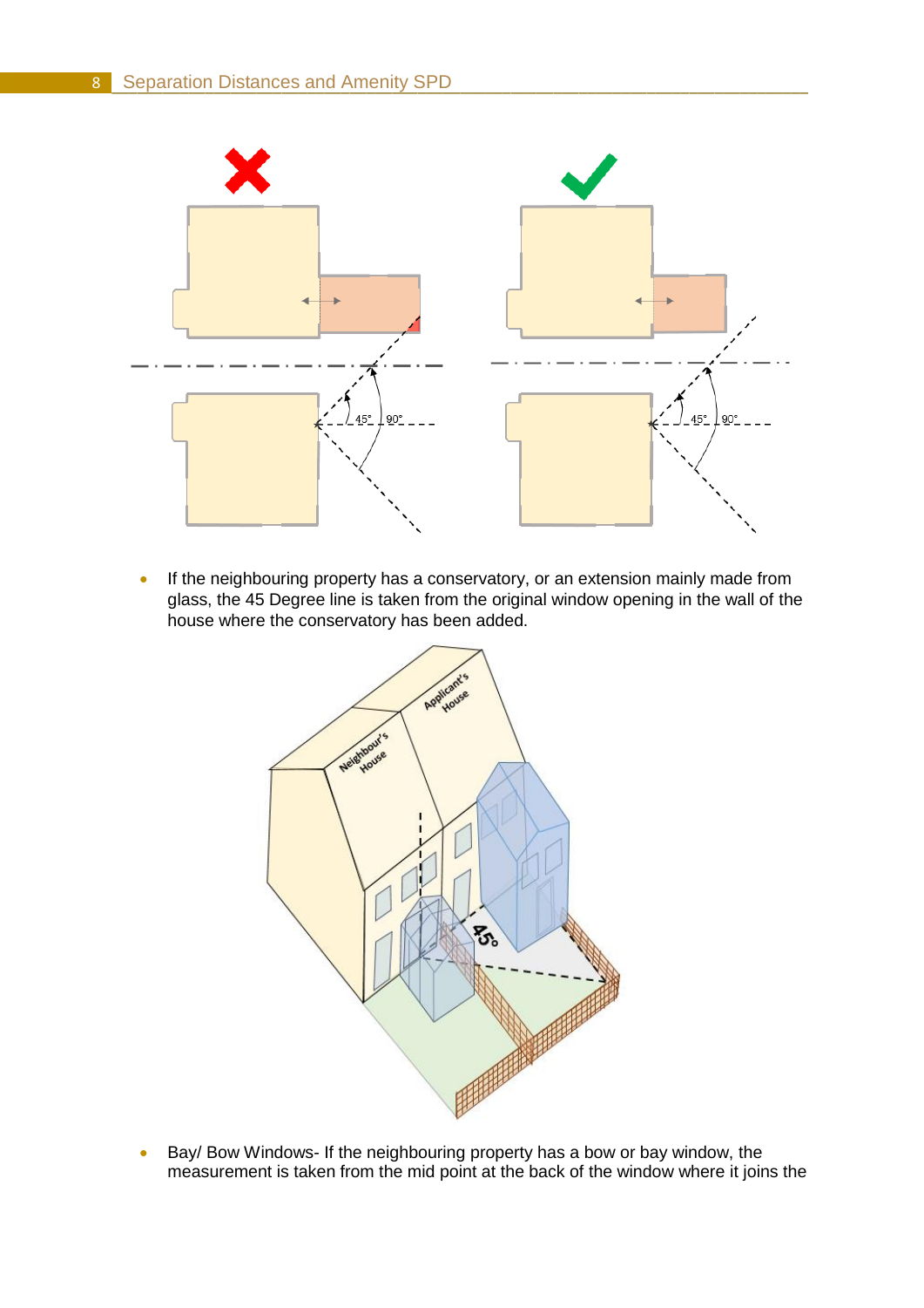- If the neighbouring property has a conservatory, or an extension mainly made from glass, the 45 Degree line is taken from the original window opening in the wall of the house where the conservatory has been added.

- Bay/ Bow Windows- If the neighbouring property has a bow or bay window, the measurement is taken from the mid point at the back of the window where it joins the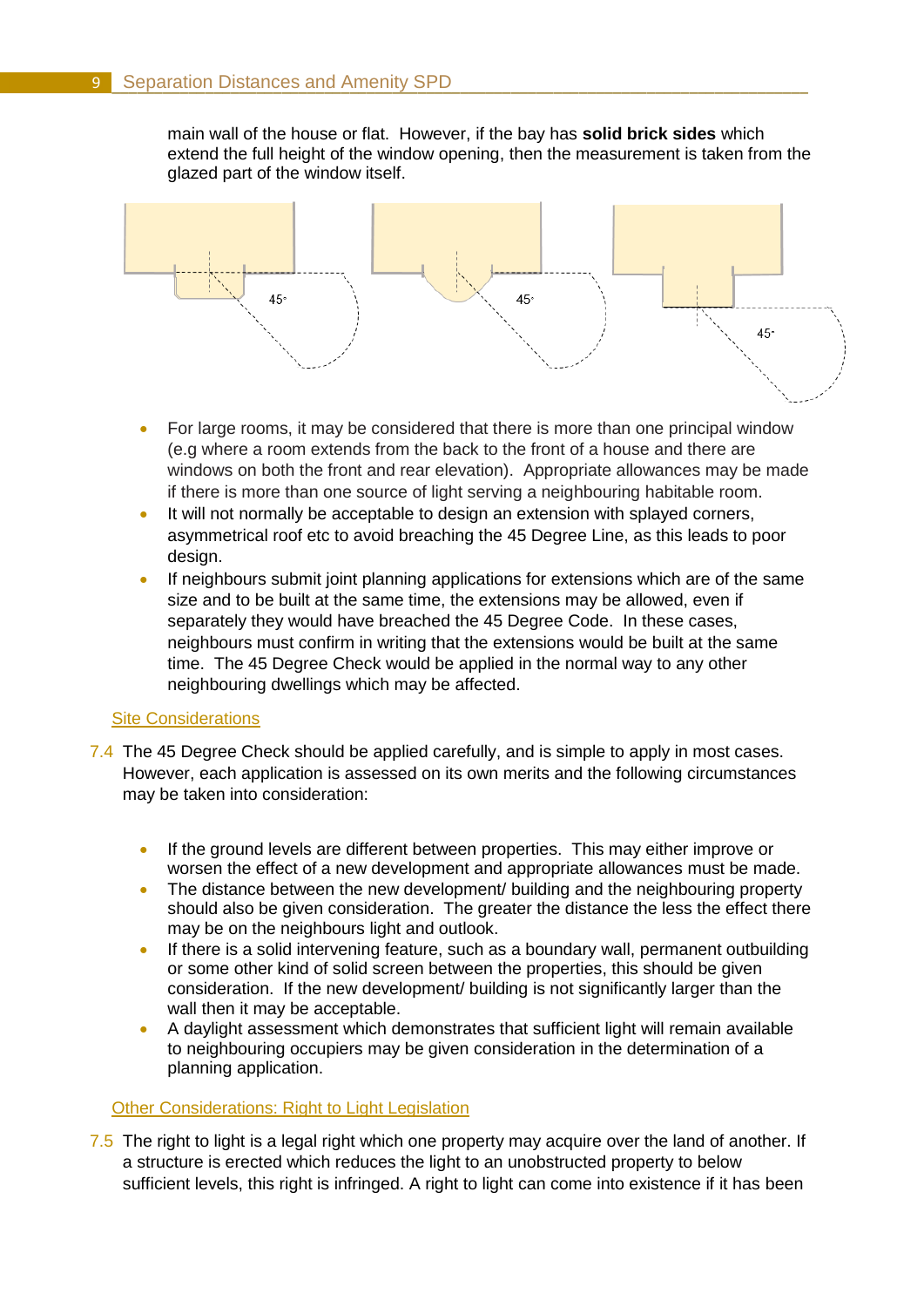main wall of the house or flat. However, if the bay has **solid brick sides** which extend the full height of the window opening, then the measurement is taken from the glazed part of the window itself.

- For large rooms, it may be considered that there is more than one principal window (e.g where a room extends from the back to the front of a house and there are windows on both the front and rear elevation). Appropriate allowances may be made if there is more than one source of light serving a neighbouring habitable room.
- It will not normally be acceptable to design an extension with splayed corners, asymmetrical roof etc to avoid breaching the 45 Degree Line, as this leads to poor design.
- If neighbours submit joint planning applications for extensions which are of the same size and to be built at the same time, the extensions may be allowed, even if separately they would have breached the 45 Degree Code. In these cases, neighbours must confirm in writing that the extensions would be built at the same time. The 45 Degree Check would be applied in the normal way to any other neighbouring dwellings which may be affected.

## Site Considerations

7.4 The 45 Degree Check should be applied carefully, and is simple to apply in most cases. However, each application is assessed on its own merits and the following circumstances may be taken into consideration:

- If the ground levels are different between properties. This may either improve or worsen the effect of a new development and appropriate allowances must be made.
- The distance between the new development/ building and the neighbouring property should also be given consideration. The greater the distance the less the effect there may be on the neighbours light and outlook.
- If there is a solid intervening feature, such as a boundary wall, permanent outbuilding or some other kind of solid screen between the properties, this should be given consideration. If the new development/ building is not significantly larger than the wall then it may be acceptable.
- A daylight assessment which demonstrates that sufficient light will remain available to neighbouring occupiers may be given consideration in the determination of a planning application.

## Other Considerations: Right to Light Legislation

7.5 The right to light is a legal right which one property may acquire over the land of another. If a structure is erected which reduces the light to an unobstructed property to below sufficient levels, this right is infringed. A right to light can come into existence if it has been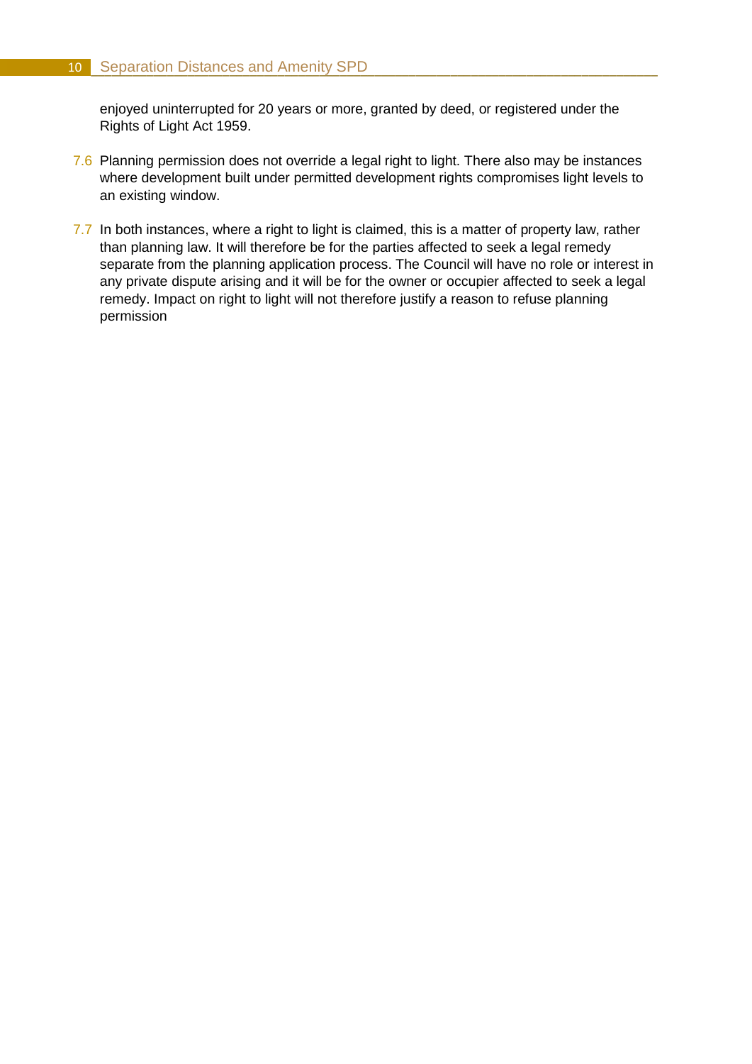enjoyed uninterrupted for 20 years or more, granted by deed, or registered under the Rights of Light Act 1959.

7.6 Planning permission does not override a legal right to light. There also may be instances where development built under permitted development rights compromises light levels to an existing window.

7.7 In both instances, where a right to light is claimed, this is a matter of property law, rather than planning law. It will therefore be for the parties affected to seek a legal remedy separate from the planning application process. The Council will have no role or interest in any private dispute arising and it will be for the owner or occupier affected to seek a legal remedy. Impact on right to light will not therefore justify a reason to refuse planning permission